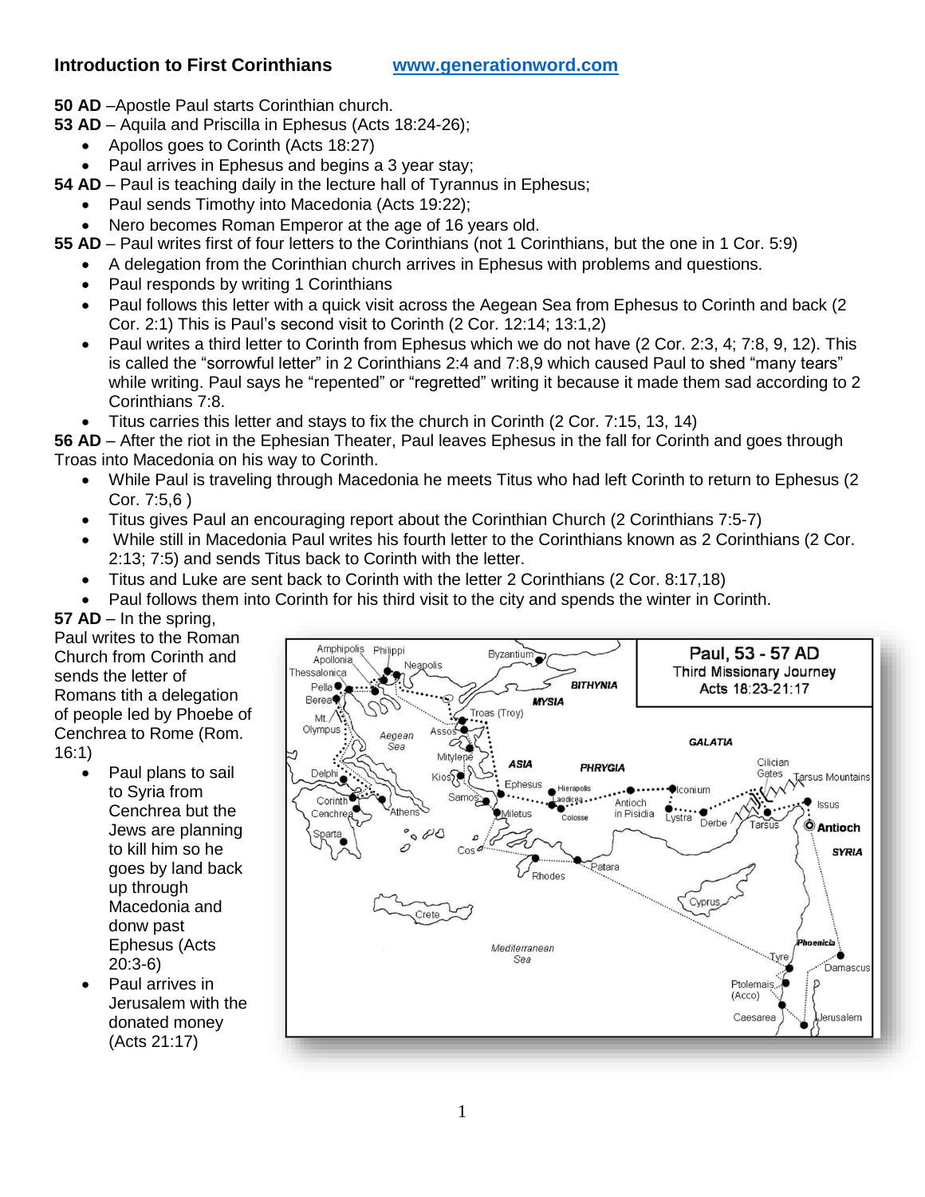**Introduction to First Corinthians** www.generationword.com

**50 AD** –Apostle Paul starts Corinthian church.

**53 AD** – Aquila and Priscilla in Ephesus (Acts 18:24-26);

- Apollos goes to Corinth (Acts 18:27)
- Paul arrives in Ephesus and begins a 3 year stay;

**54 AD** – Paul is teaching daily in the lecture hall of Tyrannus in Ephesus;

- Paul sends Timothy into Macedonia (Acts 19:22);
- Nero becomes Roman Emperor at the age of 16 years old.

**55 AD** – Paul writes first of four letters to the Corinthians (not 1 Corinthians, but the one in 1 Cor. 5:9)

- A delegation from the Corinthian church arrives in Ephesus with problems and questions.
- Paul responds by writing 1 Corinthians
- Paul follows this letter with a quick visit across the Aegean Sea from Ephesus to Corinth and back (2 Cor. 2:1) This is Paul's second visit to Corinth (2 Cor. 12:14; 13:1,2)
- Paul writes a third letter to Corinth from Ephesus which we do not have (2 Cor. 2:3, 4; 7:8, 9, 12). This is called the "sorrowful letter" in 2 Corinthians 2:4 and 7:8,9 which caused Paul to shed "many tears" while writing. Paul says he "repented" or "regretted" writing it because it made them sad according to 2 Corinthians 7:8.
- Titus carries this letter and stays to fix the church in Corinth (2 Cor. 7:15, 13, 14)

**56 AD** – After the riot in the Ephesian Theater, Paul leaves Ephesus in the fall for Corinth and goes through Troas into Macedonia on his way to Corinth.

- While Paul is traveling through Macedonia he meets Titus who had left Corinth to return to Ephesus (2 Cor. 7:5,6 )
- Titus gives Paul an encouraging report about the Corinthian Church (2 Corinthians 7:5-7)
- While still in Macedonia Paul writes his fourth letter to the Corinthians known as 2 Corinthians (2 Cor. 2:13; 7:5) and sends Titus back to Corinth with the letter.
- Titus and Luke are sent back to Corinth with the letter 2 Corinthians (2 Cor. 8:17,18)
- Paul follows them into Corinth for his third visit to the city and spends the winter in Corinth.

**57 AD** – In the spring, Paul writes to the Roman Church from Corinth and sends the letter of Romans tith a delegation of people led by Phoebe of Cenchrea to Rome (Rom. 16:1)

- Paul plans to sail to Syria from Cenchrea but the Jews are planning to kill him so he goes by land back up through Macedonia and donw past Ephesus (Acts 20:3-6)
- Paul arrives in Jerusalem with the donated money (Acts 21:17)

**Paul, 53 - 57 AD**
Third Missionary Journey
Acts 18:23-21:17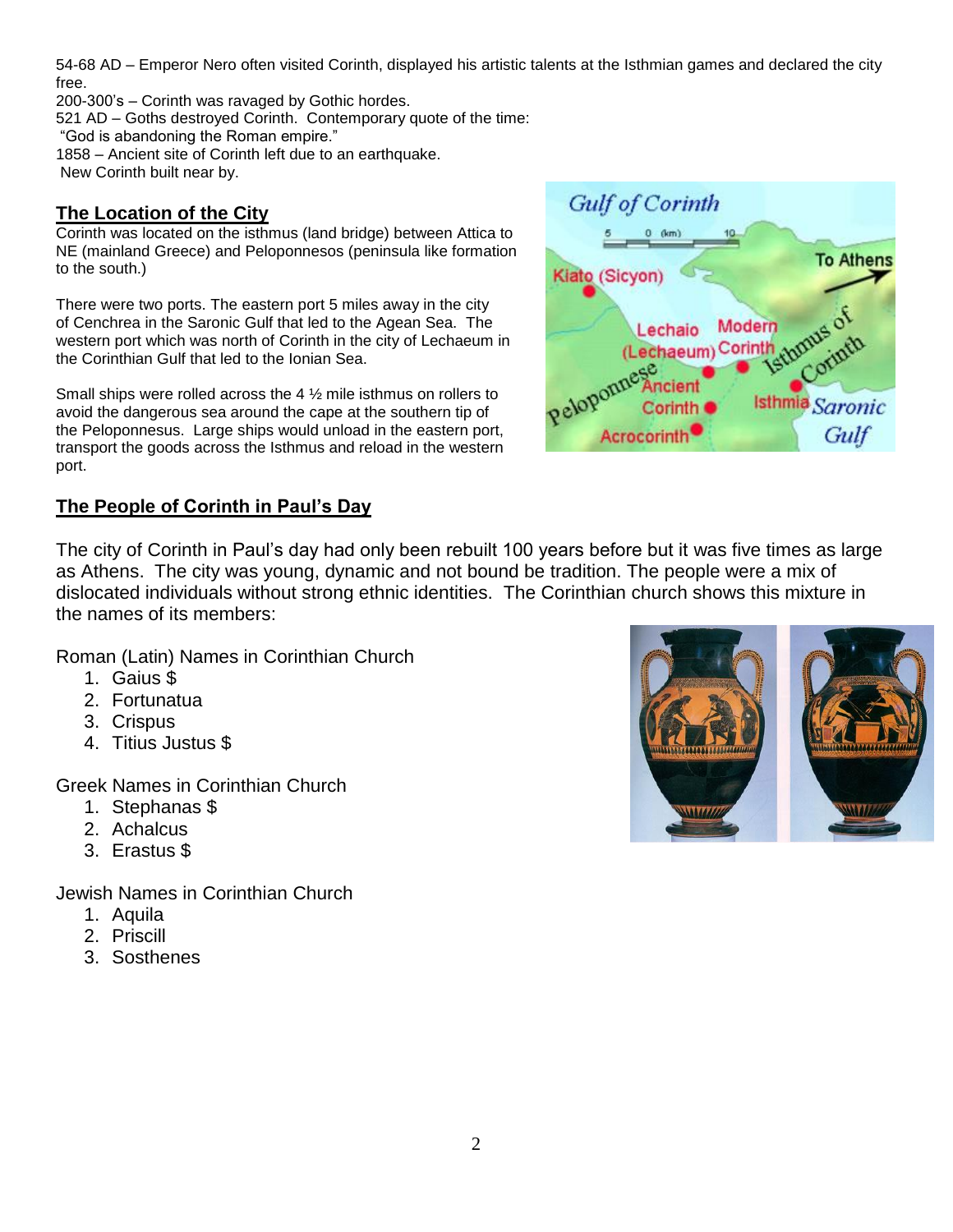54-68 AD – Emperor Nero often visited Corinth, displayed his artistic talents at the Isthmian games and declared the city free.
200-300's – Corinth was ravaged by Gothic hordes.
521 AD – Goths destroyed Corinth. Contemporary quote of the time:
"God is abandoning the Roman empire."
1858 – Ancient site of Corinth left due to an earthquake.
New Corinth built near by.

## The Location of the City

Corinth was located on the isthmus (land bridge) between Attica to NE (mainland Greece) and Peloponnesos (peninsula like formation to the south.)

There were two ports. The eastern port 5 miles away in the city of Cenchrea in the Saronic Gulf that led to the Agean Sea. The western port which was north of Corinth in the city of Lechaeum in the Corinthian Gulf that led to the Ionian Sea.

Small ships were rolled across the 4 ½ mile isthmus on rollers to avoid the dangerous sea around the cape at the southern tip of the Peloponnesus. Large ships would unload in the eastern port, transport the goods across the Isthmus and reload in the western port.

## The People of Corinth in Paul's Day

The city of Corinth in Paul's day had only been rebuilt 100 years before but it was five times as large as Athens. The city was young, dynamic and not bound be tradition. The people were a mix of dislocated individuals without strong ethnic identities. The Corinthian church shows this mixture in the names of its members:

Roman (Latin) Names in Corinthian Church

1. Gaius $
2. Fortunatua
3. Crispus
4. Titius Justus $

Greek Names in Corinthian Church

1. Stephanas $
2. Achalcus
3. Erastus $

Jewish Names in Corinthian Church

1. Aquila
2. Priscill
3. Sosthenes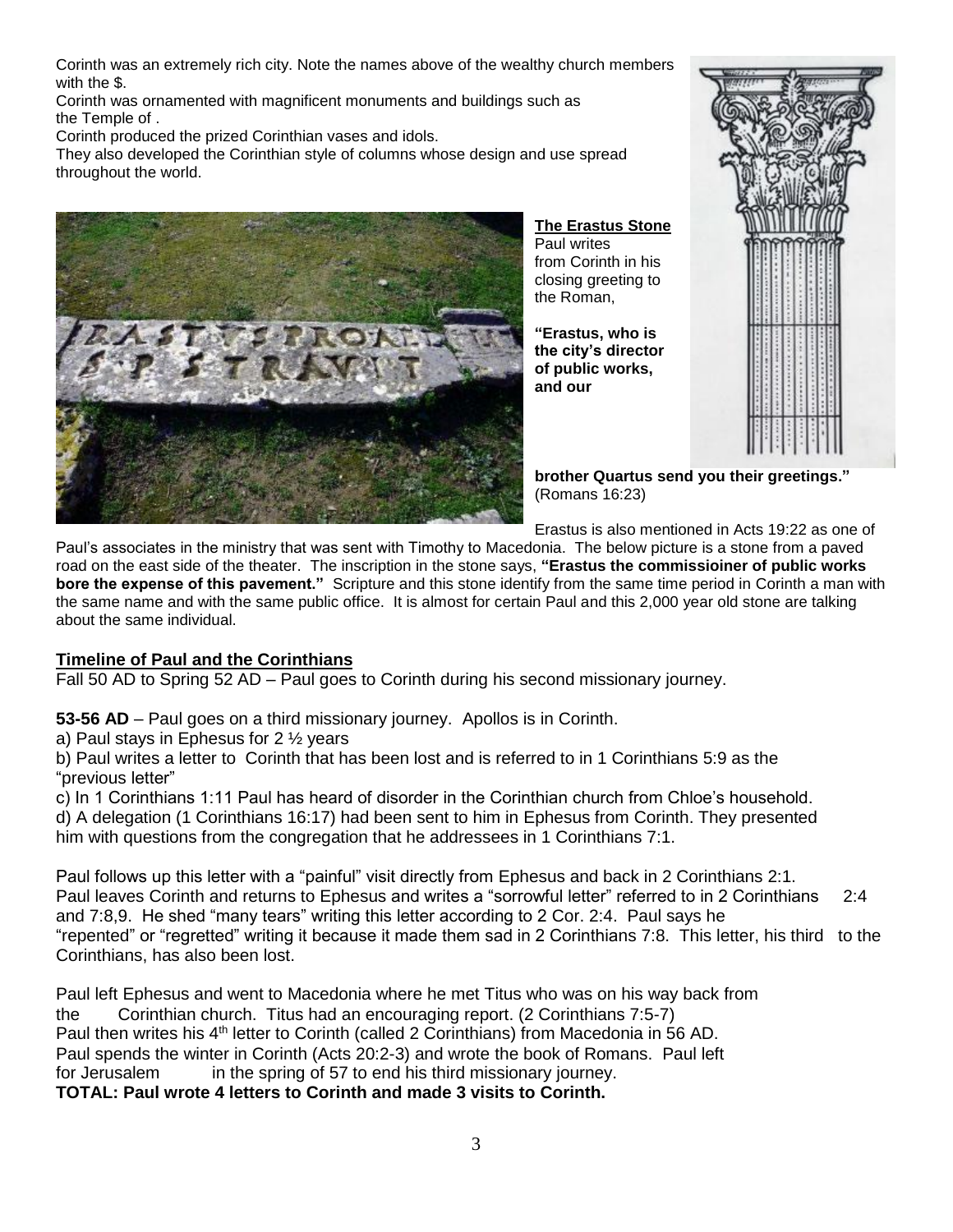Corinth was an extremely rich city. Note the names above of the wealthy church members with the $.

Corinth was ornamented with magnificent monuments and buildings such as the Temple of .

Corinth produced the prized Corinthian vases and idols.

They also developed the Corinthian style of columns whose design and use spread throughout the world.

**The Erastus Stone**

Paul writes from Corinth in his closing greeting to the Roman,

**"Erastus, who is the city's director of public works, and our brother Quartus send you their greetings."** (Romans 16:23)

Erastus is also mentioned in Acts 19:22 as one of Paul's associates in the ministry that was sent with Timothy to Macedonia. The below picture is a stone from a paved road on the east side of the theater. The inscription in the stone says, **"Erastus the commissioiner of public works bore the expense of this pavement."** Scripture and this stone identify from the same time period in Corinth a man with the same name and with the same public office. It is almost for certain Paul and this 2,000 year old stone are talking about the same individual.

## Timeline of Paul and the Corinthians

Fall 50 AD to Spring 52 AD – Paul goes to Corinth during his second missionary journey.

**53-56 AD** – Paul goes on a third missionary journey. Apollos is in Corinth.

a) Paul stays in Ephesus for 2 ½ years

b) Paul writes a letter to Corinth that has been lost and is referred to in 1 Corinthians 5:9 as the "previous letter"

c) In 1 Corinthians 1:11 Paul has heard of disorder in the Corinthian church from Chloe's household.

d) A delegation (1 Corinthians 16:17) had been sent to him in Ephesus from Corinth. They presented him with questions from the congregation that he addressees in 1 Corinthians 7:1.

Paul follows up this letter with a "painful" visit directly from Ephesus and back in 2 Corinthians 2:1. Paul leaves Corinth and returns to Ephesus and writes a "sorrowful letter" referred to in 2 Corinthians 2:4 and 7:8,9. He shed "many tears" writing this letter according to 2 Cor. 2:4. Paul says he "repented" or "regretted" writing it because it made them sad in 2 Corinthians 7:8. This letter, his third to the Corinthians, has also been lost.

Paul left Ephesus and went to Macedonia where he met Titus who was on his way back from the Corinthian church. Titus had an encouraging report. (2 Corinthians 7:5-7)

Paul then writes his 4th letter to Corinth (called 2 Corinthians) from Macedonia in 56 AD.

Paul spends the winter in Corinth (Acts 20:2-3) and wrote the book of Romans. Paul left for Jerusalem in the spring of 57 to end his third missionary journey.

**TOTAL: Paul wrote 4 letters to Corinth and made 3 visits to Corinth.**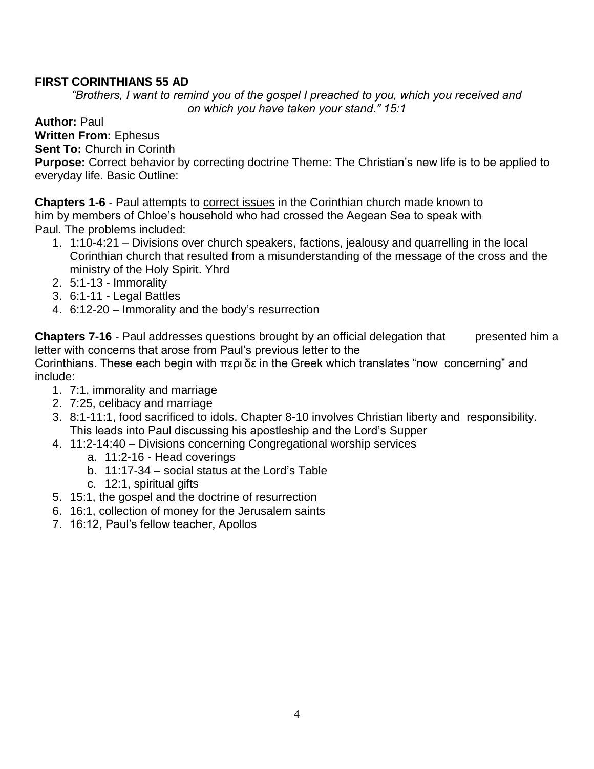**FIRST CORINTHIANS 55 AD**

*"Brothers, I want to remind you of the gospel I preached to you, which you received and on which you have taken your stand." 15:1*

**Author:** Paul

**Written From:** Ephesus

**Sent To:** Church in Corinth

**Purpose:** Correct behavior by correcting doctrine Theme: The Christian's new life is to be applied to everyday life. Basic Outline:

**Chapters 1-6** - Paul attempts to <u>correct issues</u> in the Corinthian church made known to him by members of Chloe's household who had crossed the Aegean Sea to speak with Paul. The problems included:

1. 1:10-4:21 – Divisions over church speakers, factions, jealousy and quarrelling in the local Corinthian church that resulted from a misunderstanding of the message of the cross and the ministry of the Holy Spirit. Yhrd
2. 5:1-13 - Immorality
3. 6:1-11 - Legal Battles
4. 6:12-20 – Immorality and the body's resurrection

**Chapters 7-16** - Paul <u>addresses questions</u> brought by an official delegation that presented him a letter with concerns that arose from Paul's previous letter to the Corinthians. These each begin with περι δε in the Greek which translates "now concerning" and include:

1. 7:1, immorality and marriage
2. 7:25, celibacy and marriage
3. 8:1-11:1, food sacrificed to idols. Chapter 8-10 involves Christian liberty and responsibility. This leads into Paul discussing his apostleship and the Lord's Supper
4. 11:2-14:40 – Divisions concerning Congregational worship services
   a. 11:2-16 - Head coverings
   b. 11:17-34 – social status at the Lord's Table
   c. 12:1, spiritual gifts
5. 15:1, the gospel and the doctrine of resurrection
6. 16:1, collection of money for the Jerusalem saints
7. 16:12, Paul's fellow teacher, Apollos